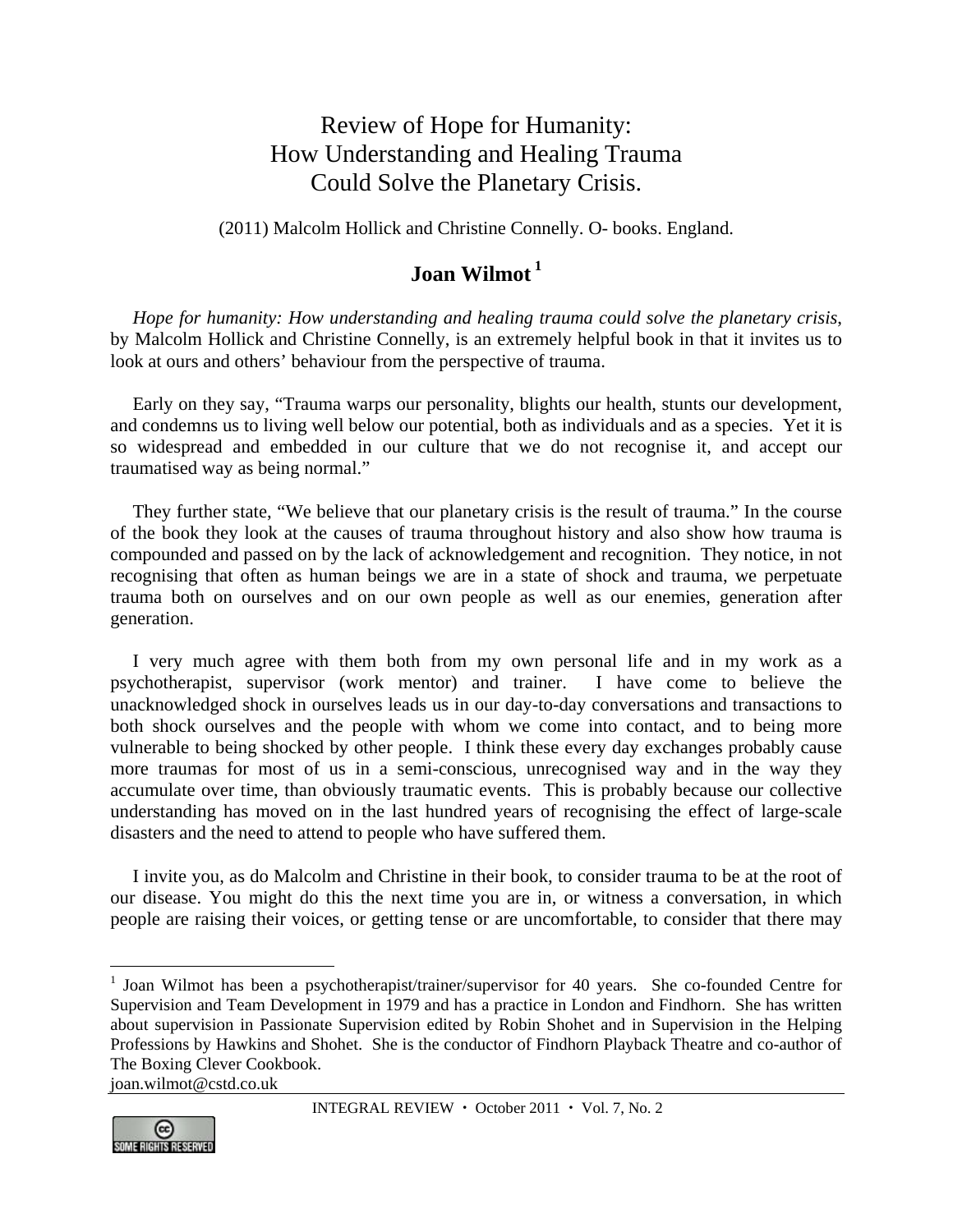# Review of Hope for Humanity: How Understanding and Healing Trauma Could Solve the Planetary Crisis.

(2011) Malcolm Hollick and Christine Connelly. O- books. England.

## Joan Wilmot[1]

*Hope for humanity: How understanding and healing trauma could solve the planetary crisis*, by Malcolm Hollick and Christine Connelly, is an extremely helpful book in that it invites us to look at ours and others' behaviour from the perspective of trauma.

Early on they say, "Trauma warps our personality, blights our health, stunts our development, and condemns us to living well below our potential, both as individuals and as a species. Yet it is so widespread and embedded in our culture that we do not recognise it, and accept our traumatised way as being normal."

They further state, "We believe that our planetary crisis is the result of trauma." In the course of the book they look at the causes of trauma throughout history and also show how trauma is compounded and passed on by the lack of acknowledgement and recognition. They notice, in not recognising that often as human beings we are in a state of shock and trauma, we perpetuate trauma both on ourselves and on our own people as well as our enemies, generation after generation.

I very much agree with them both from my own personal life and in my work as a psychotherapist, supervisor (work mentor) and trainer. I have come to believe the unacknowledged shock in ourselves leads us in our day-to-day conversations and transactions to both shock ourselves and the people with whom we come into contact, and to being more vulnerable to being shocked by other people. I think these every day exchanges probably cause more traumas for most of us in a semi-conscious, unrecognised way and in the way they accumulate over time, than obviously traumatic events. This is probably because our collective understanding has moved on in the last hundred years of recognising the effect of large-scale disasters and the need to attend to people who have suffered them.

I invite you, as do Malcolm and Christine in their book, to consider trauma to be at the root of our disease. You might do this the next time you are in, or witness a conversation, in which people are raising their voices, or getting tense or are uncomfortable, to consider that there may

---

[1] Joan Wilmot has been a psychotherapist/trainer/supervisor for 40 years. She co-founded Centre for Supervision and Team Development in 1979 and has a practice in London and Findhorn. She has written about supervision in Passionate Supervision edited by Robin Shohet and in Supervision in the Helping Professions by Hawkins and Shohet. She is the conductor of Findhorn Playback Theatre and co-author of The Boxing Clever Cookbook.
joan.wilmot@cstd.co.uk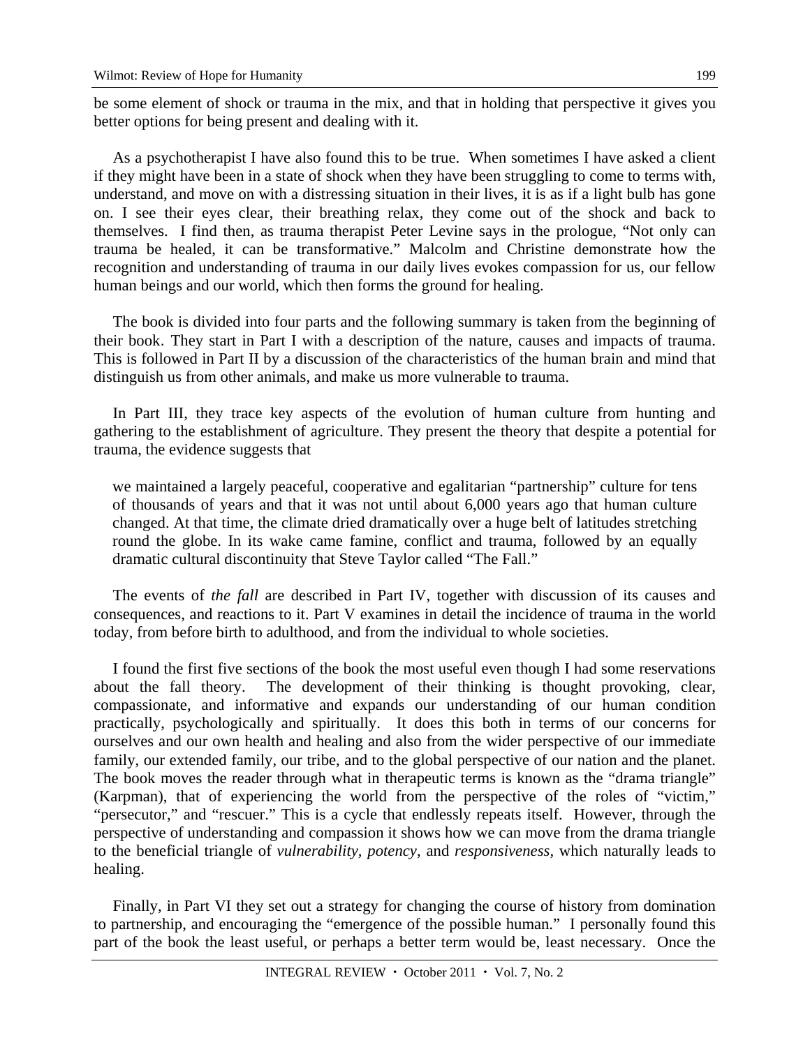be some element of shock or trauma in the mix, and that in holding that perspective it gives you better options for being present and dealing with it.

As a psychotherapist I have also found this to be true. When sometimes I have asked a client if they might have been in a state of shock when they have been struggling to come to terms with, understand, and move on with a distressing situation in their lives, it is as if a light bulb has gone on. I see their eyes clear, their breathing relax, they come out of the shock and back to themselves. I find then, as trauma therapist Peter Levine says in the prologue, "Not only can trauma be healed, it can be transformative." Malcolm and Christine demonstrate how the recognition and understanding of trauma in our daily lives evokes compassion for us, our fellow human beings and our world, which then forms the ground for healing.

The book is divided into four parts and the following summary is taken from the beginning of their book. They start in Part I with a description of the nature, causes and impacts of trauma. This is followed in Part II by a discussion of the characteristics of the human brain and mind that distinguish us from other animals, and make us more vulnerable to trauma.

In Part III, they trace key aspects of the evolution of human culture from hunting and gathering to the establishment of agriculture. They present the theory that despite a potential for trauma, the evidence suggests that

> we maintained a largely peaceful, cooperative and egalitarian "partnership" culture for tens of thousands of years and that it was not until about 6,000 years ago that human culture changed. At that time, the climate dried dramatically over a huge belt of latitudes stretching round the globe. In its wake came famine, conflict and trauma, followed by an equally dramatic cultural discontinuity that Steve Taylor called "The Fall."

The events of *the fall* are described in Part IV, together with discussion of its causes and consequences, and reactions to it. Part V examines in detail the incidence of trauma in the world today, from before birth to adulthood, and from the individual to whole societies.

I found the first five sections of the book the most useful even though I had some reservations about the fall theory. The development of their thinking is thought provoking, clear, compassionate, and informative and expands our understanding of our human condition practically, psychologically and spiritually. It does this both in terms of our concerns for ourselves and our own health and healing and also from the wider perspective of our immediate family, our extended family, our tribe, and to the global perspective of our nation and the planet. The book moves the reader through what in therapeutic terms is known as the "drama triangle" (Karpman), that of experiencing the world from the perspective of the roles of "victim," "persecutor," and "rescuer." This is a cycle that endlessly repeats itself. However, through the perspective of understanding and compassion it shows how we can move from the drama triangle to the beneficial triangle of *vulnerability, potency*, and *responsiveness*, which naturally leads to healing.

Finally, in Part VI they set out a strategy for changing the course of history from domination to partnership, and encouraging the "emergence of the possible human." I personally found this part of the book the least useful, or perhaps a better term would be, least necessary. Once the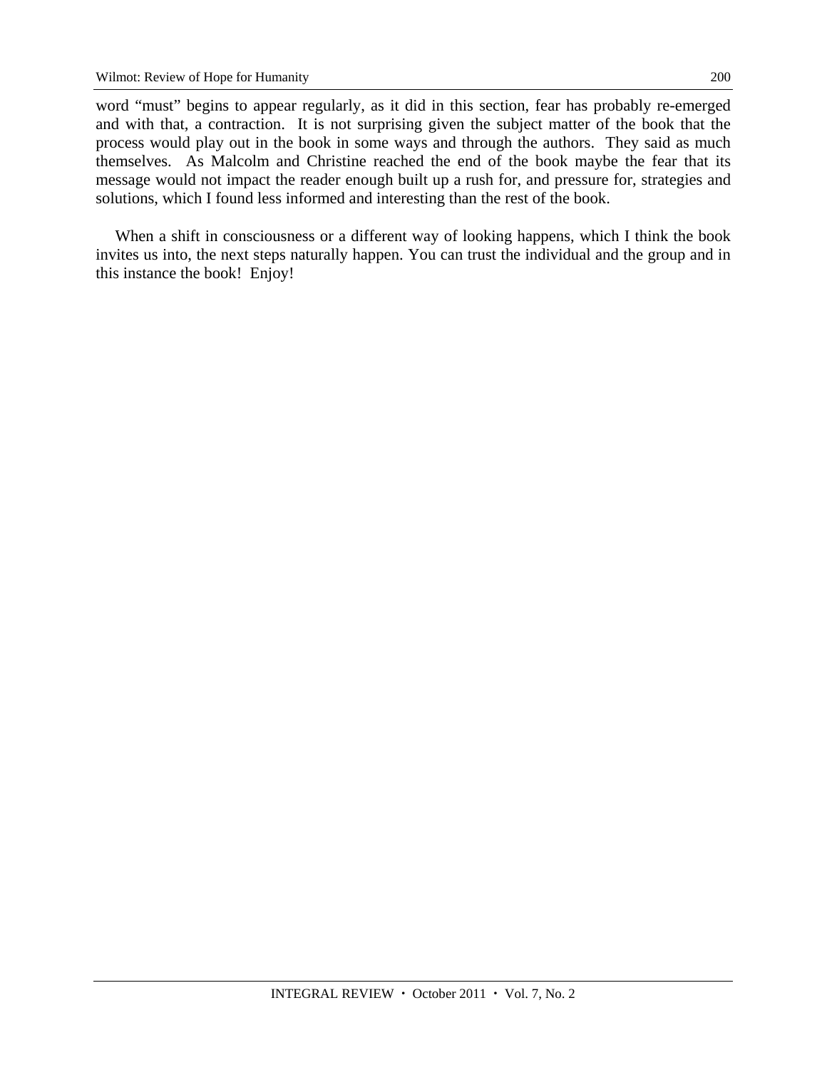word "must" begins to appear regularly, as it did in this section, fear has probably re-emerged and with that, a contraction. It is not surprising given the subject matter of the book that the process would play out in the book in some ways and through the authors. They said as much themselves. As Malcolm and Christine reached the end of the book maybe the fear that its message would not impact the reader enough built up a rush for, and pressure for, strategies and solutions, which I found less informed and interesting than the rest of the book.

When a shift in consciousness or a different way of looking happens, which I think the book invites us into, the next steps naturally happen. You can trust the individual and the group and in this instance the book! Enjoy!